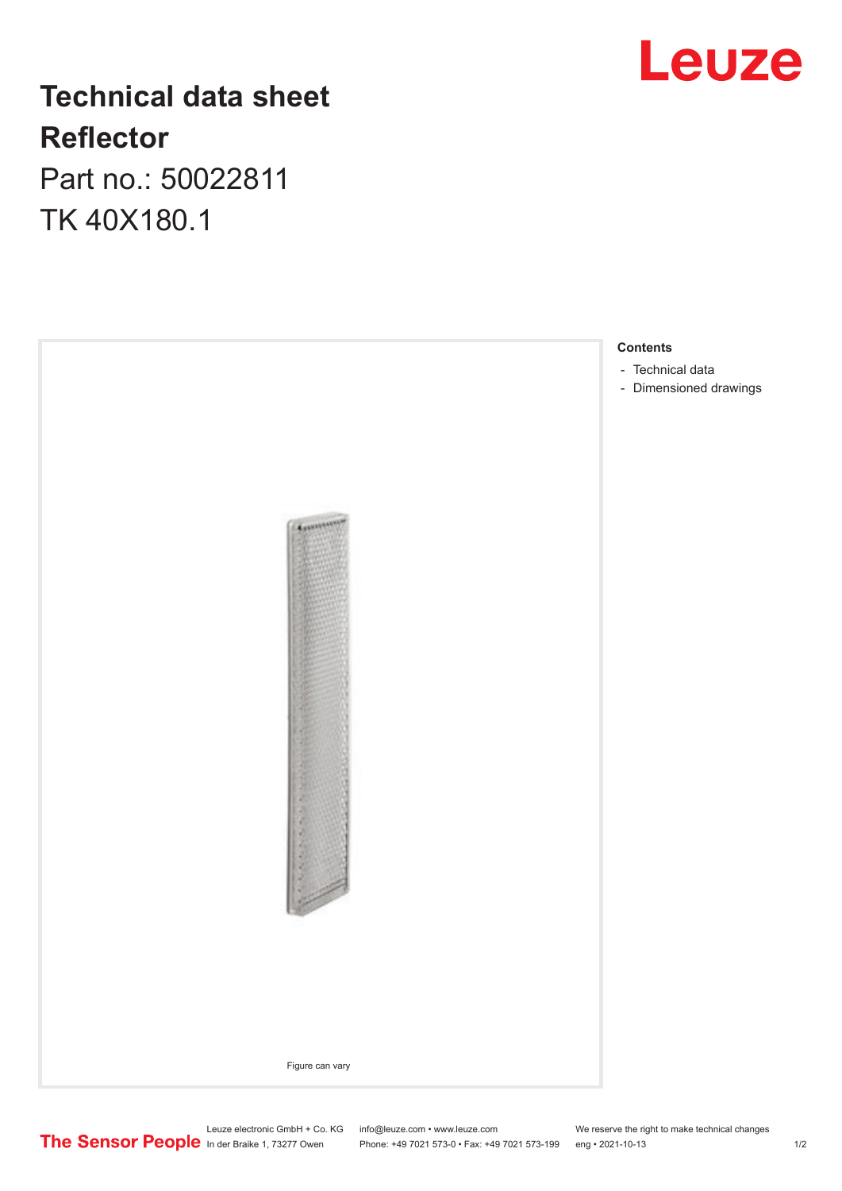# Technical data sheet
## Reflector
Part no.: 50022811

TK 40X180.1

Figure can vary

**Contents**

- Technical data
- Dimensioned drawings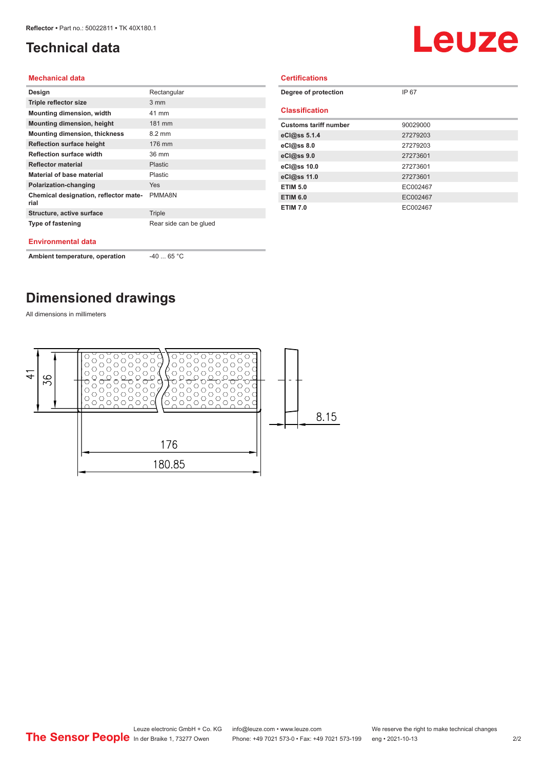# Technical data

## Mechanical data

| | |
|---|---|
| **Design** | Rectangular |
| **Triple reflector size** | 3 mm |
| **Mounting dimension, width** | 41 mm |
| **Mounting dimension, height** | 181 mm |
| **Mounting dimension, thickness** | 8.2 mm |
| **Reflection surface height** | 176 mm |
| **Reflection surface width** | 36 mm |
| **Reflector material** | Plastic |
| **Material of base material** | Plastic |
| **Polarization-changing** | Yes |
| **Chemical designation, reflector material** | PMMA8N |
| **Structure, active surface** | Triple |
| **Type of fastening** | Rear side can be glued |

## Environmental data

| | |
|---|---|
| **Ambient temperature, operation** | -40 ... 65 °C |

## Certifications

| | |
|---|---|
| **Degree of protection** | IP 67 |

## Classification

| | |
|---|---|
| **Customs tariff number** | 90029000 |
| **eCl@ss 5.1.4** | 27279203 |
| **eCl@ss 8.0** | 27279203 |
| **eCl@ss 9.0** | 27273601 |
| **eCl@ss 10.0** | 27273601 |
| **eCl@ss 11.0** | 27273601 |
| **ETIM 5.0** | EC002467 |
| **ETIM 6.0** | EC002467 |
| **ETIM 7.0** | EC002467 |

# Dimensioned drawings

All dimensions in millimeters

41
36
8.15
176
180.85